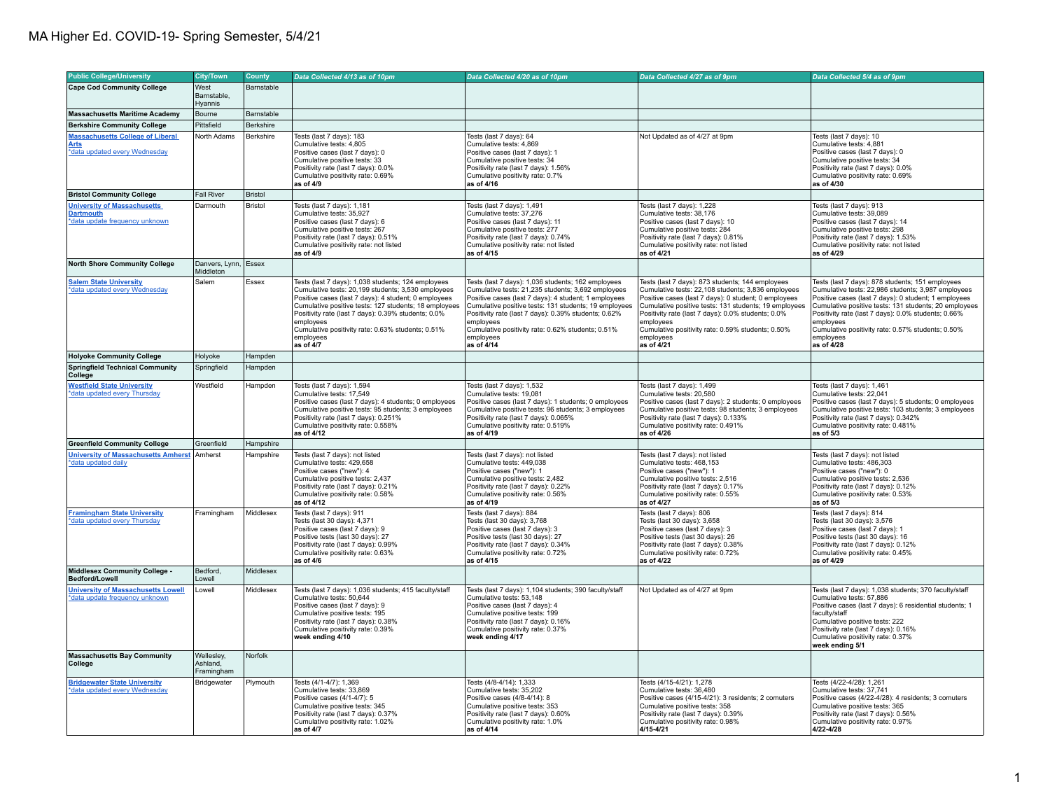# MA Higher Ed. COVID-19- Spring Semester, 5/4/21

| Public College/University | City/Town | County | Data Collected 4/13 as of 10pm | Data Collected 4/20 as of 10pm | Data Collected 4/27 as of 9pm | Data Collected 5/4 as of 9pm |
|---|---|---|---|---|---|---|
| **Cape Cod Community College** | West Barnstable, Hyannis | Barnstable | | | | |
| **Massachusetts Maritime Academy** | Bourne | Barnstable | | | | |
| **Berkshire Community College** | Pittsfield | Berkshire | | | | |
| **Massachusetts College of Liberal Arts** *data updated every Wednesday | North Adams | Berkshire | Tests (last 7 days): 183<br>Cumulative tests: 4,805<br>Positive cases (last 7 days): 0<br>Cumulative positive tests: 33<br>Positivity rate (last 7 days): 0.0%<br>Cumulative positivity rate: 0.69%<br>**as of 4/9** | Tests (last 7 days): 64<br>Cumulative tests: 4,869<br>Positive cases (last 7 days): 1<br>Cumulative positive tests: 34<br>Positivity rate (last 7 days): 1.56%<br>Cumulative positivity rate: 0.7%<br>**as of 4/16** | Not Updated as of 4/27 at 9pm | Tests (last 7 days): 10<br>Cumulative tests: 4,881<br>Positive cases (last 7 days): 0<br>Cumulative positive tests: 34<br>Positivity rate (last 7 days): 0.0%<br>Cumulative positivity rate: 0.69%<br>**as of 4/30** |
| **Bristol Community College** | Fall River | Bristol | | | | |
| **University of Massachusetts Dartmouth** *data update frequency unknown | Darmouth | Bristol | Tests (last 7 days): 1,181<br>Cumulative tests: 35,927<br>Positive cases (last 7 days): 6<br>Cumulative positive tests: 267<br>Positivity rate (last 7 days): 0.51%<br>Cumulative positivity rate: not listed<br>**as of 4/9** | Tests (last 7 days): 1,491<br>Cumulative tests: 37,276<br>Positive cases (last 7 days): 11<br>Cumulative positive tests: 277<br>Positivity rate (last 7 days): 0.74%<br>Cumulative positivity rate: not listed<br>**as of 4/15** | Tests (last 7 days): 1,228<br>Cumulative tests: 38,176<br>Positive cases (last 7 days): 10<br>Cumulative positive tests: 284<br>Positivity rate (last 7 days): 0.81%<br>Cumulative positivity rate: not listed<br>**as of 4/21** | Tests (last 7 days): 913<br>Cumulative tests: 39,089<br>Positive cases (last 7 days): 14<br>Cumulative positive tests: 298<br>Positivity rate (last 7 days): 1.53%<br>Cumulative positivity rate: not listed<br>**as of 4/29** |
| **North Shore Community College** | Danvers, Lynn, Middleton | Essex | | | | |
| **Salem State University** *data updated every Wednesday | Salem | Essex | Tests (last 7 days): 1,038 students; 124 employees<br>Cumulative tests: 20,199 students; 3,530 employees<br>Positive cases (last 7 days): 4 student; 0 employees<br>Cumulative positive tests: 127 students; 18 employees<br>Positivity rate (last 7 days): 0.39% students; 0.0% employees<br>Cumulative positivity rate: 0.63% students; 0.51% employees<br>**as of 4/7** | Tests (last 7 days): 1,036 students; 162 employees<br>Cumulative tests: 21,235 students; 3,692 employees<br>Positive cases (last 7 days): 4 student; 1 employees<br>Cumulative positive tests: 131 students; 19 employees<br>Positivity rate (last 7 days): 0.39% students; 0.62% employees<br>Cumulative positivity rate: 0.62% students; 0.51% employees<br>**as of 4/14** | Tests (last 7 days): 873 students; 144 employees<br>Cumulative tests: 22,108 students; 3,836 employees<br>Positive cases (last 7 days): 0 student; 0 employees<br>Cumulative positive tests: 131 students; 19 employees<br>Positivity rate (last 7 days): 0.0% students; 0.0% employees<br>Cumulative positivity rate: 0.59% students; 0.50% employees<br>**as of 4/21** | Tests (last 7 days): 878 students; 151 employees<br>Cumulative tests: 22,986 students; 3,987 employees<br>Positive cases (last 7 days): 0 student; 1 employees<br>Cumulative positive tests: 131 students; 20 employees<br>Positivity rate (last 7 days): 0.0% students; 0.66% employees<br>Cumulative positivity rate: 0.57% students; 0.50% employees<br>**as of 4/28** |
| **Holyoke Community College** | Holyoke | Hampden | | | | |
| **Springfield Technical Community College** | Springfield | Hampden | | | | |
| **Westfield State University** *data updated every Thursday | Westfield | Hampden | Tests (last 7 days): 1,594<br>Cumulative tests: 17,549<br>Positive cases (last 7 days): 4 students; 0 employees<br>Cumulative positive tests: 95 students; 3 employees<br>Positivity rate (last 7 days): 0.251%<br>Cumulative positivity rate: 0.558%<br>**as of 4/12** | Tests (last 7 days): 1,532<br>Cumulative tests: 19,081<br>Positive cases (last 7 days): 1 students; 0 employees<br>Cumulative positive tests: 96 students; 3 employees<br>Positivity rate (last 7 days): 0.065%<br>Cumulative positivity rate: 0.519%<br>**as of 4/19** | Tests (last 7 days): 1,499<br>Cumulative tests: 20,580<br>Positive cases (last 7 days): 2 students; 0 employees<br>Cumulative positive tests: 98 students; 3 employees<br>Positivity rate (last 7 days): 0.133%<br>Cumulative positivity rate: 0.491%<br>**as of 4/26** | Tests (last 7 days): 1,461<br>Cumulative tests: 22,041<br>Positive cases (last 7 days): 5 students; 0 employees<br>Cumulative positive tests: 103 students; 3 employees<br>Positivity rate (last 7 days): 0.342%<br>Cumulative positivity rate: 0.481%<br>**as of 5/3** |
| **Greenfield Community College** | Greenfield | Hampshire | | | | |
| **University of Massachusetts Amherst** *data updated daily | Amherst | Hampshire | Tests (last 7 days): not listed<br>Cumulative tests: 429,658<br>Positive cases ("new"): 4<br>Cumulative positive tests: 2,437<br>Positivity rate (last 7 days): 0.21%<br>Cumulative positivity rate: 0.58%<br>**as of 4/12** | Tests (last 7 days): not listed<br>Cumulative tests: 449,038<br>Positive cases ("new"): 1<br>Cumulative positive tests: 2,482<br>Positivity rate (last 7 days): 0.22%<br>Cumulative positivity rate: 0.56%<br>**as of 4/19** | Tests (last 7 days): not listed<br>Cumulative tests: 468,153<br>Positive cases ("new"): 1<br>Cumulative positive tests: 2,516<br>Positivity rate (last 7 days): 0.17%<br>Cumulative positivity rate: 0.55%<br>**as of 4/27** | Tests (last 7 days): not listed<br>Cumulative tests: 486,303<br>Positive cases ("new"): 0<br>Cumulative positive tests: 2,536<br>Positivity rate (last 7 days): 0.12%<br>Cumulative positivity rate: 0.53%<br>**as of 5/3** |
| **Framingham State University** *data updated every Thursday | Framingham | Middlesex | Tests (last 7 days): 911<br>Tests (last 30 days): 4,371<br>Positive cases (last 7 days): 9<br>Positive tests (last 30 days): 27<br>Positivity rate (last 7 days): 0.99%<br>Cumulative positivity rate: 0.63%<br>**as of 4/6** | Tests (last 7 days): 884<br>Tests (last 30 days): 3,768<br>Positive cases (last 7 days): 3<br>Positive tests (last 30 days): 27<br>Positivity rate (last 7 days): 0.34%<br>Cumulative positivity rate: 0.72%<br>**as of 4/15** | Tests (last 7 days): 806<br>Tests (last 30 days): 3,658<br>Positive cases (last 7 days): 3<br>Positive tests (last 30 days): 26<br>Positivity rate (last 7 days): 0.38%<br>Cumulative positivity rate: 0.72%<br>**as of 4/22** | Tests (last 7 days): 814<br>Tests (last 30 days): 3,576<br>Positive cases (last 7 days): 1<br>Positive tests (last 30 days): 16<br>Positivity rate (last 7 days): 0.12%<br>Cumulative positivity rate: 0.45%<br>**as of 4/29** |
| **Middlesex Community College - Bedford/Lowell** | Bedford, Lowell | Middlesex | | | | |
| **University of Massachusetts Lowell** *data update frequency unknown | Lowell | Middlesex | Tests (last 7 days): 1,036 students; 415 faculty/staff<br>Cumulative tests: 50,644<br>Positive cases (last 7 days): 9<br>Cumulative positive tests: 195<br>Positivity rate (last 7 days): 0.38%<br>Cumulative positivity rate: 0.39%<br>**week ending 4/10** | Tests (last 7 days): 1,104 students; 390 faculty/staff<br>Cumulative tests: 53,148<br>Positive cases (last 7 days): 4<br>Cumulative positive tests: 199<br>Positivity rate (last 7 days): 0.16%<br>Cumulative positivity rate: 0.37%<br>**week ending 4/17** | Not Updated as of 4/27 at 9pm | Tests (last 7 days): 1,038 students; 370 faculty/staff<br>Cumulative tests: 57,886<br>Positive cases (last 7 days): 6 residential students; 1 faculty/staff<br>Cumulative positive tests: 222<br>Positivity rate (last 7 days): 0.16%<br>Cumulative positivity rate: 0.37%<br>**week ending 5/1** |
| **Massachusetts Bay Community College** | Wellesley, Ashland, Framingham | Norfolk | | | | |
| **Bridgewater State University** *data updated every Wednesday | Bridgewater | Plymouth | Tests (4/1-4/7): 1,369<br>Cumulative tests: 33,869<br>Positive cases (4/1-4/7): 5<br>Cumulative positive tests: 345<br>Positivity rate (last 7 days): 0.37%<br>Cumulative positivity rate: 1.02%<br>**as of 4/7** | Tests (4/8-4/14): 1,333<br>Cumulative tests: 35,202<br>Positive cases (4/8-4/14): 8<br>Cumulative positive tests: 353<br>Positivity rate (last 7 days): 0.60%<br>Cumulative positivity rate: 1.0%<br>**as of 4/14** | Tests (4/15-4/21): 1,278<br>Cumulative tests: 36,480<br>Positive cases (4/15-4/21): 3 residents; 2 comuters<br>Cumulative positive tests: 358<br>Positivity rate (last 7 days): 0.39%<br>Cumulative positivity rate: 0.98%<br>**4/15-4/21** | Tests (4/22-4/28): 1,261<br>Cumulative tests: 37,741<br>Positive cases (4/22-4/28): 4 residents; 3 comuters<br>Cumulative positive tests: 365<br>Positivity rate (last 7 days): 0.56%<br>Cumulative positivity rate: 0.97%<br>**4/22-4/28** |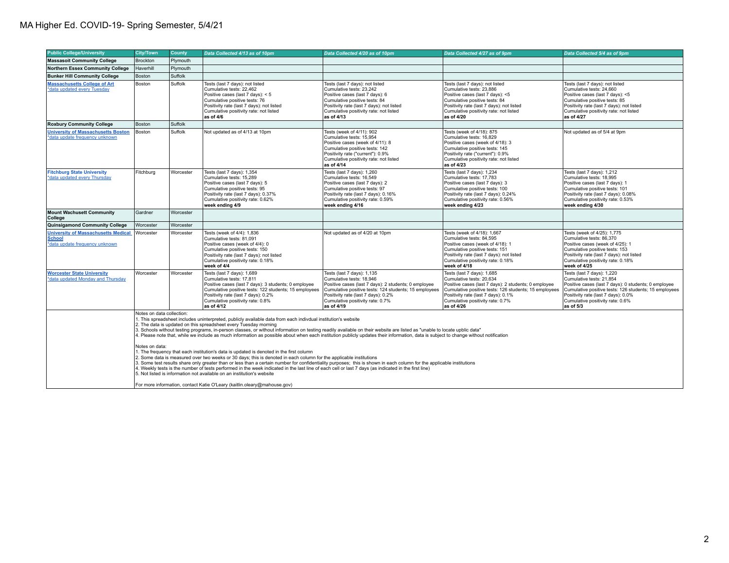# MA Higher Ed. COVID-19- Spring Semester, 5/4/21

| Public College/University | City/Town | County | Data Collected 4/13 as of 10pm | Data Collected 4/20 as of 10pm | Data Collected 4/27 as of 9pm | Data Collected 5/4 as of 9pm |
|---|---|---|---|---|---|---|
| **Massasoit Community College** | Brockton | Plymouth | | | | |
| **Northern Essex Community College** | Haverhill | Plymouth | | | | |
| **Bunker Hill Community College** | Boston | Suffolk | | | | |
| **Massachusetts College of Art**<br>*data updated every Tuesday | Boston | Suffolk | Tests (last 7 days): not listed<br>Cumulative tests: 22,462<br>Positive cases (last 7 days): < 5<br>Cumulative positive tests: 76<br>Positivity rate (last 7 days): not listed<br>Cumulative positivity rate: not listed<br>**as of 4/6** | Tests (last 7 days): not listed<br>Cumulative tests: 23,242<br>Positive cases (last 7 days): 6<br>Cumulative positive tests: 84<br>Positivity rate (last 7 days): not listed<br>Cumulative positivity rate: not listed<br>**as of 4/13** | Tests (last 7 days): not listed<br>Cumulative tests: 23,886<br>Positive cases (last 7 days): <5<br>Cumulative positive tests: 84<br>Positivity rate (last 7 days): not listed<br>Cumulative positivity rate: not listed<br>**as of 4/20** | Tests (last 7 days): not listed<br>Cumulative tests: 24,660<br>Positive cases (last 7 days): <5<br>Cumulative positive tests: 85<br>Positivity rate (last 7 days): not listed<br>Cumulative positivity rate: not listed<br>**as of 4/27** |
| **Roxbury Community College** | Boston | Suffolk | | | | |
| **University of Massachusetts Boston**<br>*data update frequency unknown | Boston | Suffolk | Not updated as of 4/13 at 10pm | Tests (week of 4/11): 902<br>Cumulative tests: 15,954<br>Positive cases (week of 4/11): 8<br>Cumulative positive tests: 142<br>Positivity rate ("current"): 0.9%<br>Cumulative positivity rate: not listed<br>**as of 4/14** | Tests (week of 4/18): 875<br>Cumulative tests: 16,829<br>Positive cases (week of 4/18): 3<br>Cumulative positive tests: 145<br>Positivity rate ("current"): 0.9%<br>Cumulative positivity rate: not listed<br>**as of 4/23** | Not updated as of 5/4 at 9pm |
| **Fitchburg State University**<br>*data updated every Thursday | Fitchburg | Worcester | Tests (last 7 days): 1,354<br>Cumulative tests: 15,289<br>Positive cases (last 7 days): 5<br>Cumulative positive tests: 95<br>Positivity rate (last 7 days): 0.37%<br>Cumulative positivity rate: 0.62%<br>**week ending 4/9** | Tests (last 7 days): 1,260<br>Cumulative tests: 16,549<br>Positive cases (last 7 days): 2<br>Cumulative positive tests: 97<br>Positivity rate (last 7 days): 0.16%<br>Cumulative positivity rate: 0.59%<br>**week ending 4/16** | Tests (last 7 days): 1,234<br>Cumulative tests: 17,783<br>Positive cases (last 7 days): 3<br>Cumulative positive tests: 100<br>Positivity rate (last 7 days): 0.24%<br>Cumulative positivity rate: 0.56%<br>**week ending 4/23** | Tests (last 7 days): 1,212<br>Cumulative tests: 18,995<br>Positive cases (last 7 days): 1<br>Cumulative positive tests: 101<br>Positivity rate (last 7 days): 0.08%<br>Cumulative positivity rate: 0.53%<br>**week ending 4/30** |
| **Mount Wachusett Community College** | Gardner | Worcester | | | | |
| **Quinsigamond Community College** | Worcester | Worcester | | | | |
| **University of Massachusetts Medical School**<br>*data update frequency unknown | Worcester | Worcester | Tests (week of 4/4): 1,836<br>Cumulative tests: 81,091<br>Positive cases (week of 4/4): 0<br>Cumulative positive tests: 150<br>Positivity rate (last 7 days): not listed<br>Cumulative positivity rate: 0.18%<br>**week of 4/4** | Not updated as of 4/20 at 10pm | Tests (week of 4/18): 1,667<br>Cumulative tests: 84,595<br>Positive cases (week of 4/18): 1<br>Cumulative positive tests: 151<br>Positivity rate (last 7 days): not listed<br>Cumulative positivity rate: 0.18%<br>**week of 4/18** | Tests (week of 4/25): 1,775<br>Cumulative tests: 86,370<br>Positive cases (week of 4/25): 1<br>Cumulative positive tests: 153<br>Positivity rate (last 7 days): not listed<br>Cumulative positivity rate: 0.18%<br>**week of 4/25** |
| **Worcester State University**<br>*data updated Monday and Thursday | Worcester | Worcester | Tests (last 7 days): 1,689<br>Cumulative tests: 17,811<br>Positive cases (last 7 days): 3 students; 0 employee<br>Cumulative positive tests: 122 students; 15 employees<br>Positivity rate (last 7 days): 0.2%<br>Cumulative positivity rate: 0.8%<br>**as of 4/12** | Tests (last 7 days): 1,135<br>Cumulative tests: 18,946<br>Positive cases (last 7 days): 2 students; 0 employee<br>Cumulative positive tests: 124 students; 15 employees<br>Positivity rate (last 7 days): 0.2%<br>Cumulative positivity rate: 0.7%<br>**as of 4/19** | Tests (last 7 days): 1,685<br>Cumulative tests: 20,634<br>Positive cases (last 7 days): 2 students; 0 employee<br>Cumulative positive tests: 126 students; 15 employees<br>Positivity rate (last 7 days): 0.1%<br>Cumulative positivity rate: 0.7%<br>**as of 4/26** | Tests (last 7 days): 1,220<br>Cumulative tests: 21,854<br>Positive cases (last 7 days): 0 students; 0 employee<br>Cumulative positive tests: 126 students; 15 employees<br>Positivity rate (last 7 days): 0.0%<br>Cumulative positivity rate: 0.6%<br>**as of 5/3** |

Notes on data collection:
1. This spreadsheet includes uninterpreted, publicly available data from each indivdual institution's website
2. The data is updated on this spreadsheet every Tuesday morning
3. Schools without testing programs, in-person classes, or without information on testing readily available on their website are listed as "unable to locate upblic data"
4. Please note that, while we include as much information as possible about when each institution publicly updates their information, data is subject to change without notification

Notes on data:
1. The frequency that each institution's data is updated is denoted in the first column
2. Some data is measured over two weeks or 30 days; this is denoted in each column for the applicable institutions
3. Some test results share only greater than or less than a certain number for confidentiality purposes; this is shown in each column for the applicable institutions
4. Weekly tests is the number of tests performed in the week indicated in the last line of each cell or last 7 days (as indicated in the first line)
5. Not listed is information not available on an institution's website

For more information, contact Katie O'Leary (kaitlin.oleary@mahouse.gov)